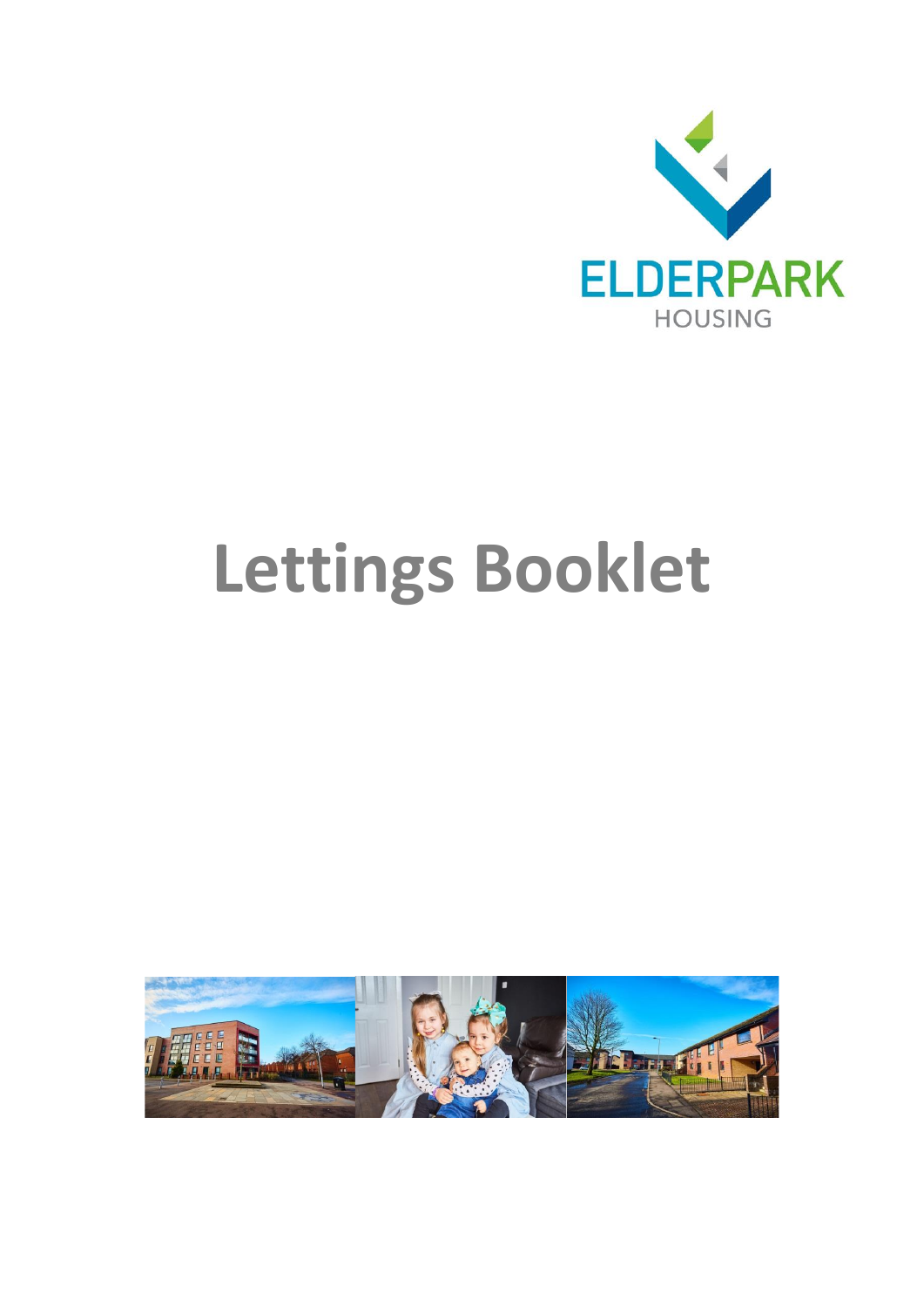ELDERPARK

HOUSING

# Lettings Booklet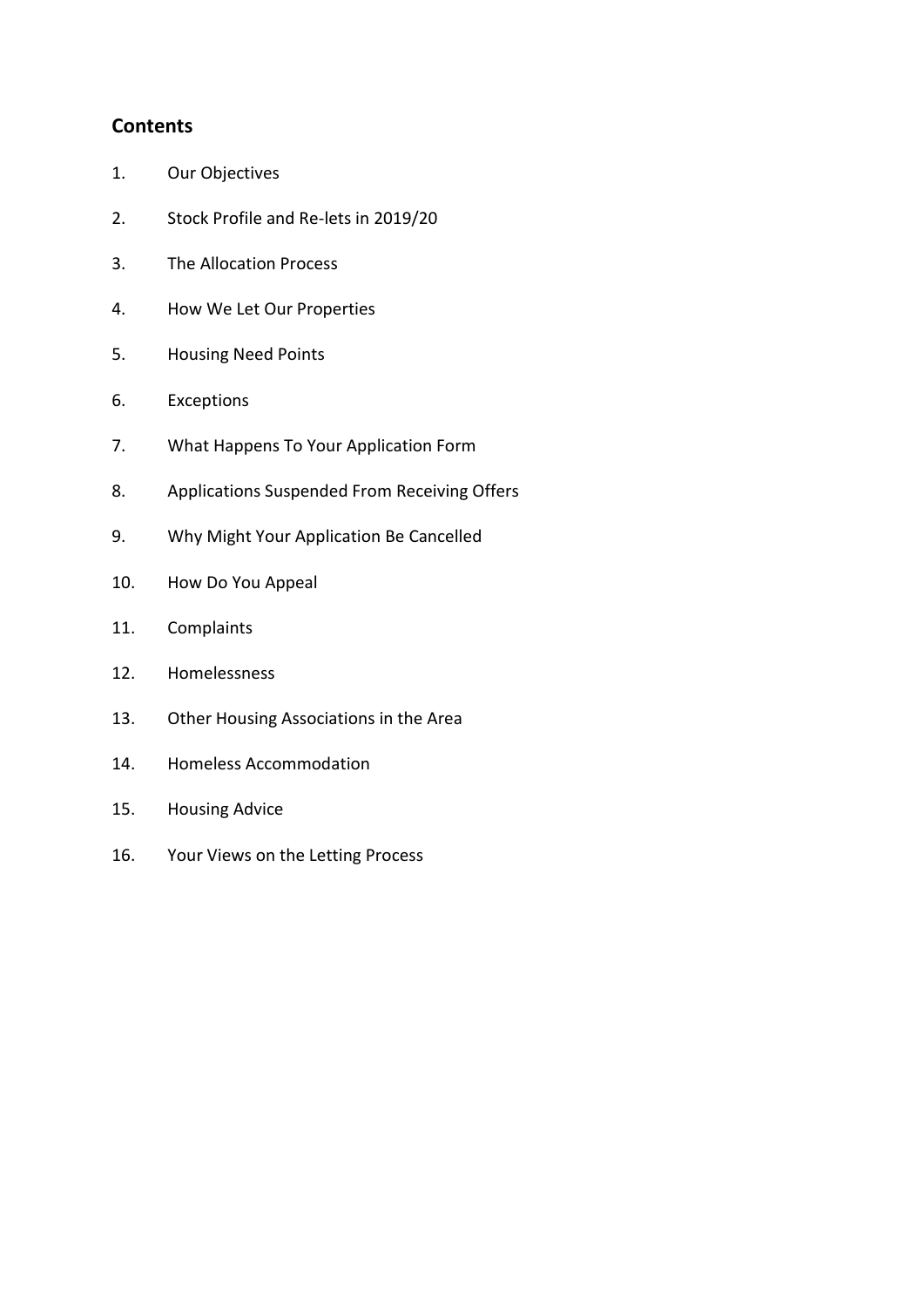## Contents

1. Our Objectives
2. Stock Profile and Re-lets in 2019/20
3. The Allocation Process
4. How We Let Our Properties
5. Housing Need Points
6. Exceptions
7. What Happens To Your Application Form
8. Applications Suspended From Receiving Offers
9. Why Might Your Application Be Cancelled
10. How Do You Appeal
11. Complaints
12. Homelessness
13. Other Housing Associations in the Area
14. Homeless Accommodation
15. Housing Advice
16. Your Views on the Letting Process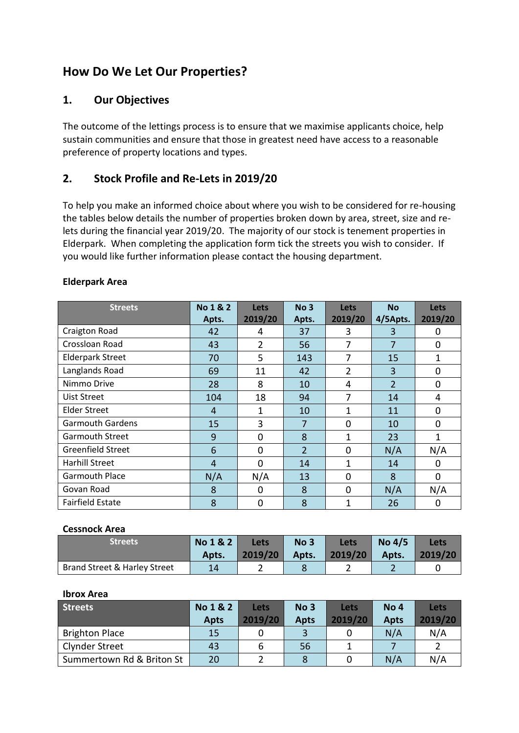# How Do We Let Our Properties?

## 1. Our Objectives

The outcome of the lettings process is to ensure that we maximise applicants choice, help sustain communities and ensure that those in greatest need have access to a reasonable preference of property locations and types.

## 2. Stock Profile and Re-Lets in 2019/20

To help you make an informed choice about where you wish to be considered for re-housing the tables below details the number of properties broken down by area, street, size and re-lets during the financial year 2019/20. The majority of our stock is tenement properties in Elderpark. When completing the application form tick the streets you wish to consider. If you would like further information please contact the housing department.

### Elderpark Area

| Streets | No 1 & 2 Apts. | Lets 2019/20 | No 3 Apts. | Lets 2019/20 | No 4/5Apts. | Lets 2019/20 |
|---|---|---|---|---|---|---|
| Craigton Road | 42 | 4 | 37 | 3 | 3 | 0 |
| Crossloan Road | 43 | 2 | 56 | 7 | 7 | 0 |
| Elderpark Street | 70 | 5 | 143 | 7 | 15 | 1 |
| Langlands Road | 69 | 11 | 42 | 2 | 3 | 0 |
| Nimmo Drive | 28 | 8 | 10 | 4 | 2 | 0 |
| Uist Street | 104 | 18 | 94 | 7 | 14 | 4 |
| Elder Street | 4 | 1 | 10 | 1 | 11 | 0 |
| Garmouth Gardens | 15 | 3 | 7 | 0 | 10 | 0 |
| Garmouth Street | 9 | 0 | 8 | 1 | 23 | 1 |
| Greenfield Street | 6 | 0 | 2 | 0 | N/A | N/A |
| Harhill Street | 4 | 0 | 14 | 1 | 14 | 0 |
| Garmouth Place | N/A | N/A | 13 | 0 | 8 | 0 |
| Govan Road | 8 | 0 | 8 | 0 | N/A | N/A |
| Fairfield Estate | 8 | 0 | 8 | 1 | 26 | 0 |

### Cessnock Area

| Streets | No 1 & 2 Apts. | Lets 2019/20 | No 3 Apts. | Lets 2019/20 | No 4/5 Apts. | Lets 2019/20 |
|---|---|---|---|---|---|---|
| Brand Street & Harley Street | 14 | 2 | 8 | 2 | 2 | 0 |

### Ibrox Area

| Streets | No 1 & 2 Apts | Lets 2019/20 | No 3 Apts | Lets 2019/20 | No 4 Apts | Lets 2019/20 |
|---|---|---|---|---|---|---|
| Brighton Place | 15 | 0 | 3 | 0 | N/A | N/A |
| Clynder Street | 43 | 6 | 56 | 1 | 7 | 2 |
| Summertown Rd & Briton St | 20 | 2 | 8 | 0 | N/A | N/A |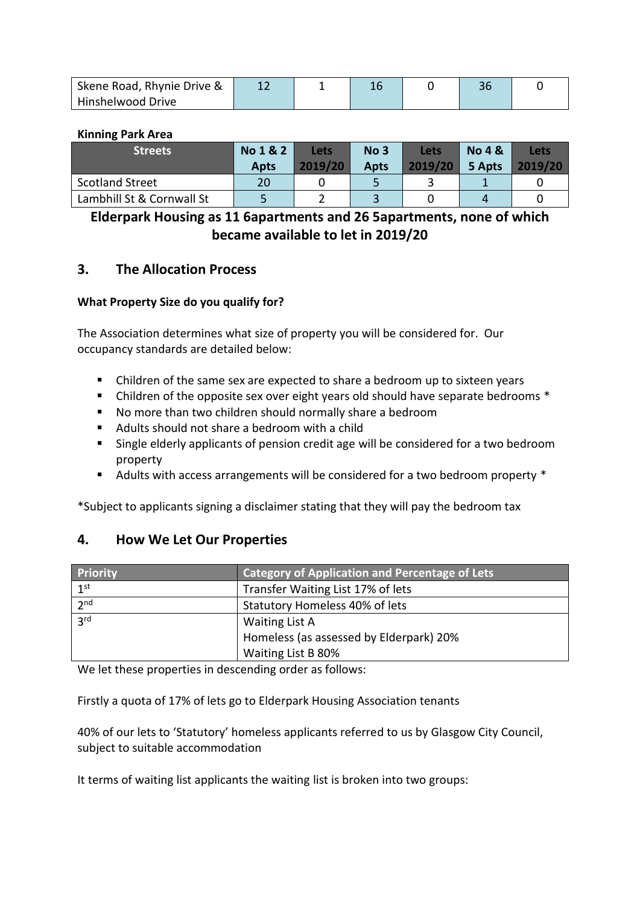| Skene Road, Rhynie Drive & Hinshelwood Drive | 12 | 1 | 16 | 0 | 36 | 0 |
|---|---|---|---|---|---|---|

**Kinning Park Area**

| Streets | No 1 & 2 Apts | Lets 2019/20 | No 3 Apts | Lets 2019/20 | No 4 & 5 Apts | Lets 2019/20 |
|---|---|---|---|---|---|---|
| Scotland Street | 20 | 0 | 5 | 3 | 1 | 0 |
| Lambhill St & Cornwall St | 5 | 2 | 3 | 0 | 4 | 0 |

**Elderpark Housing as 11 6apartments and 26 5apartments, none of which became available to let in 2019/20**

## 3. The Allocation Process

**What Property Size do you qualify for?**

The Association determines what size of property you will be considered for. Our occupancy standards are detailed below:

- Children of the same sex are expected to share a bedroom up to sixteen years
- Children of the opposite sex over eight years old should have separate bedrooms *
- No more than two children should normally share a bedroom
- Adults should not share a bedroom with a child
- Single elderly applicants of pension credit age will be considered for a two bedroom property
- Adults with access arrangements will be considered for a two bedroom property *

*Subject to applicants signing a disclaimer stating that they will pay the bedroom tax

## 4. How We Let Our Properties

| Priority | Category of Application and Percentage of Lets |
|---|---|
| 1st | Transfer Waiting List 17% of lets |
| 2nd | Statutory Homeless 40% of lets |
| 3rd | Waiting List A<br>Homeless (as assessed by Elderpark) 20%<br>Waiting List B 80% |

We let these properties in descending order as follows:

Firstly a quota of 17% of lets go to Elderpark Housing Association tenants

40% of our lets to 'Statutory' homeless applicants referred to us by Glasgow City Council, subject to suitable accommodation

It terms of waiting list applicants the waiting list is broken into two groups: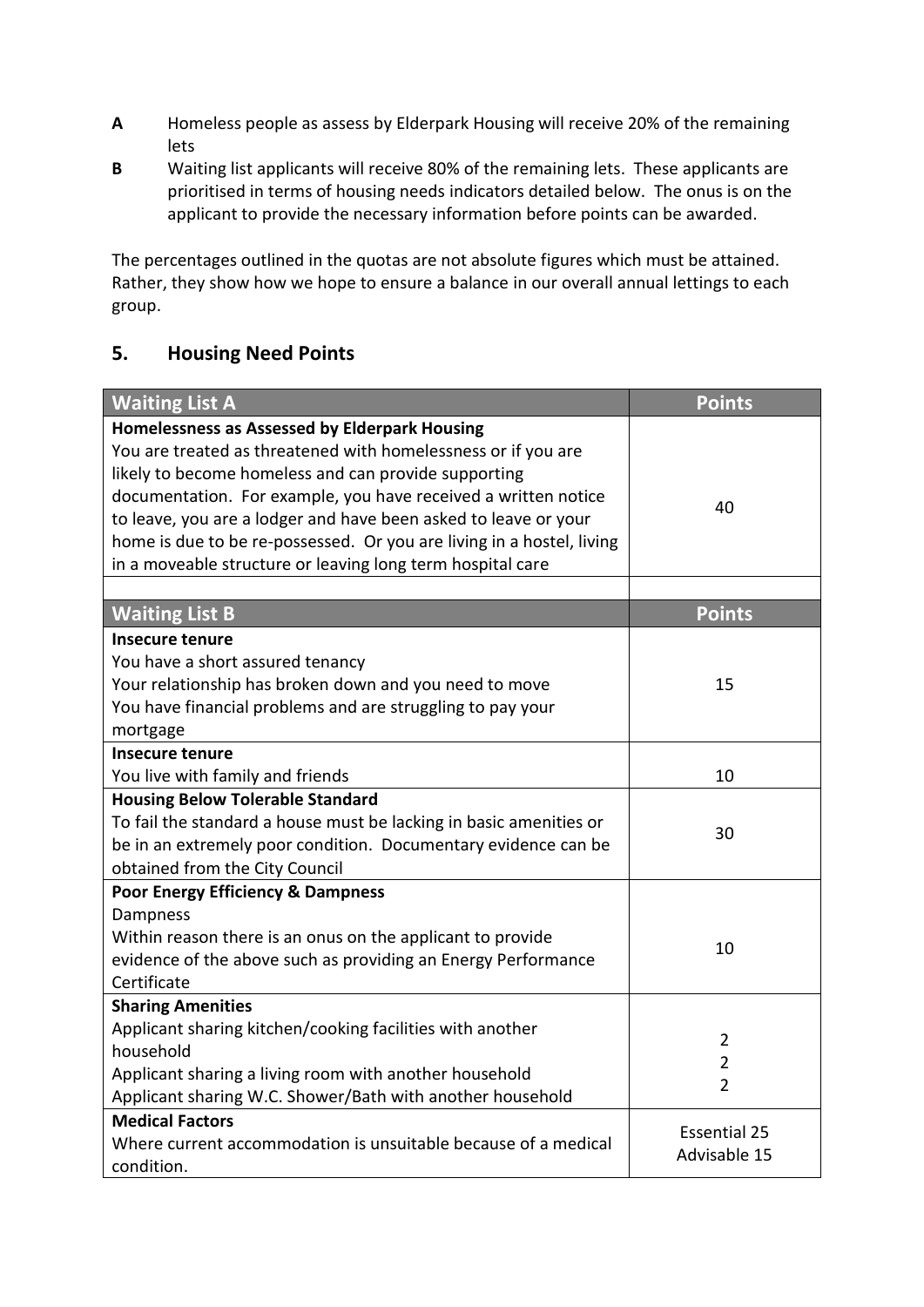**A** Homeless people as assess by Elderpark Housing will receive 20% of the remaining lets

**B** Waiting list applicants will receive 80% of the remaining lets. These applicants are prioritised in terms of housing needs indicators detailed below. The onus is on the applicant to provide the necessary information before points can be awarded.

The percentages outlined in the quotas are not absolute figures which must be attained. Rather, they show how we hope to ensure a balance in our overall annual lettings to each group.

## 5. Housing Need Points

| Waiting List A | Points |
|---|---|
| **Homelessness as Assessed by Elderpark Housing**<br>You are treated as threatened with homelessness or if you are likely to become homeless and can provide supporting documentation. For example, you have received a written notice to leave, you are a lodger and have been asked to leave or your home is due to be re-possessed. Or you are living in a hostel, living in a moveable structure or leaving long term hospital care | 40 |
| | |
| **Waiting List B** | **Points** |
| **Insecure tenure**<br>You have a short assured tenancy<br>Your relationship has broken down and you need to move<br>You have financial problems and are struggling to pay your mortgage | 15 |
| **Insecure tenure**<br>You live with family and friends | 10 |
| **Housing Below Tolerable Standard**<br>To fail the standard a house must be lacking in basic amenities or be in an extremely poor condition. Documentary evidence can be obtained from the City Council | 30 |
| **Poor Energy Efficiency & Dampness**<br>Dampness<br>Within reason there is an onus on the applicant to provide evidence of the above such as providing an Energy Performance Certificate | 10 |
| **Sharing Amenities**<br>Applicant sharing kitchen/cooking facilities with another household<br>Applicant sharing a living room with another household<br>Applicant sharing W.C. Shower/Bath with another household | 2<br>2<br>2 |
| **Medical Factors**<br>Where current accommodation is unsuitable because of a medical condition. | Essential 25<br>Advisable 15 |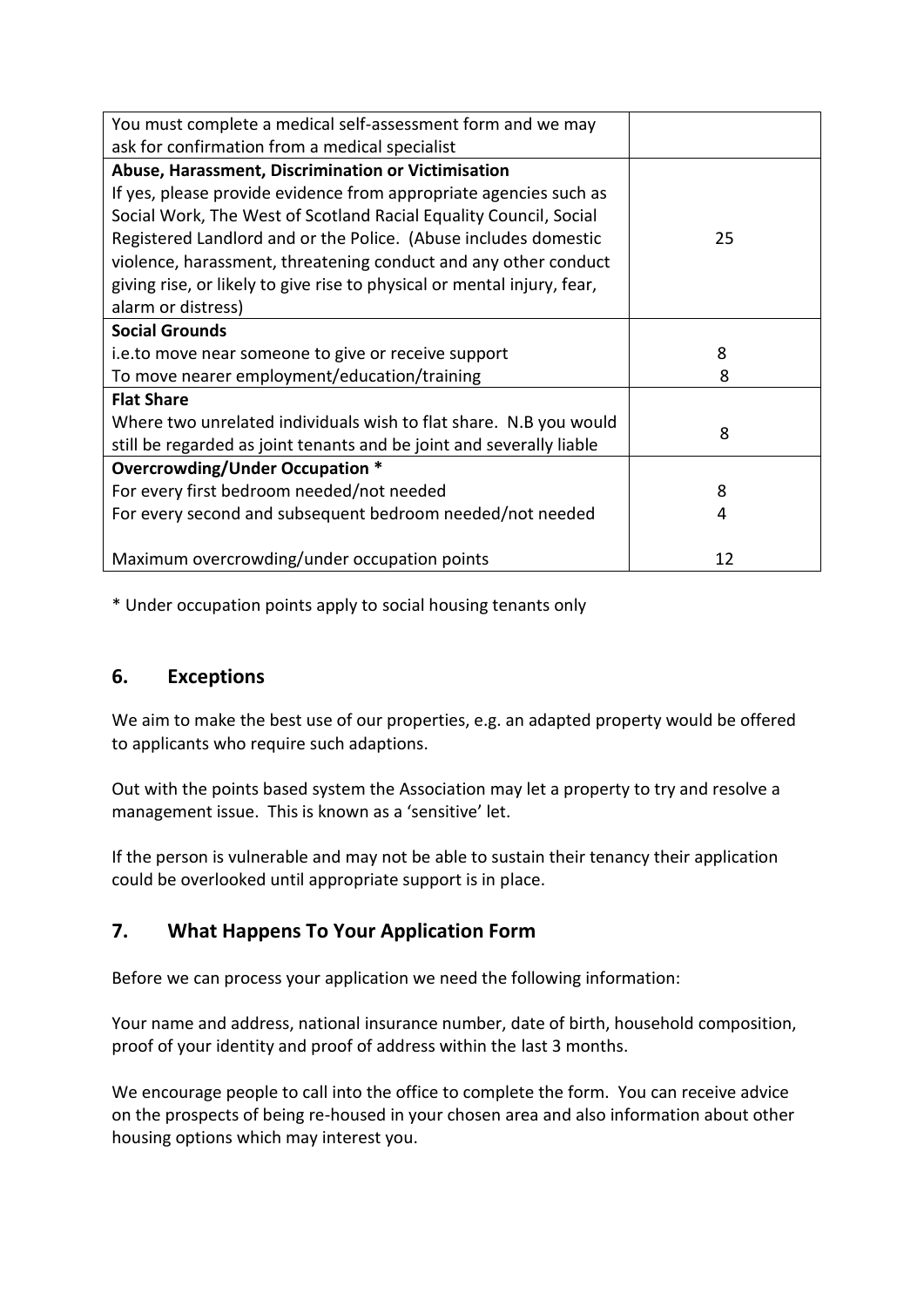| | |
|---|---|
| You must complete a medical self-assessment form and we may ask for confirmation from a medical specialist | |
| **Abuse, Harassment, Discrimination or Victimisation**<br>If yes, please provide evidence from appropriate agencies such as Social Work, The West of Scotland Racial Equality Council, Social Registered Landlord and or the Police. (Abuse includes domestic violence, harassment, threatening conduct and any other conduct giving rise, or likely to give rise to physical or mental injury, fear, alarm or distress) | 25 |
| **Social Grounds**<br>i.e.to move near someone to give or receive support<br>To move nearer employment/education/training | <br>8<br>8 |
| **Flat Share**<br>Where two unrelated individuals wish to flat share. N.B you would still be regarded as joint tenants and be joint and severally liable | 8 |
| **Overcrowding/Under Occupation** *<br>For every first bedroom needed/not needed<br>For every second and subsequent bedroom needed/not needed<br><br>Maximum overcrowding/under occupation points | <br>8<br>4<br><br>12 |

* Under occupation points apply to social housing tenants only

## 6. Exceptions

We aim to make the best use of our properties, e.g. an adapted property would be offered to applicants who require such adaptions.

Out with the points based system the Association may let a property to try and resolve a management issue. This is known as a 'sensitive' let.

If the person is vulnerable and may not be able to sustain their tenancy their application could be overlooked until appropriate support is in place.

## 7. What Happens To Your Application Form

Before we can process your application we need the following information:

Your name and address, national insurance number, date of birth, household composition, proof of your identity and proof of address within the last 3 months.

We encourage people to call into the office to complete the form. You can receive advice on the prospects of being re-housed in your chosen area and also information about other housing options which may interest you.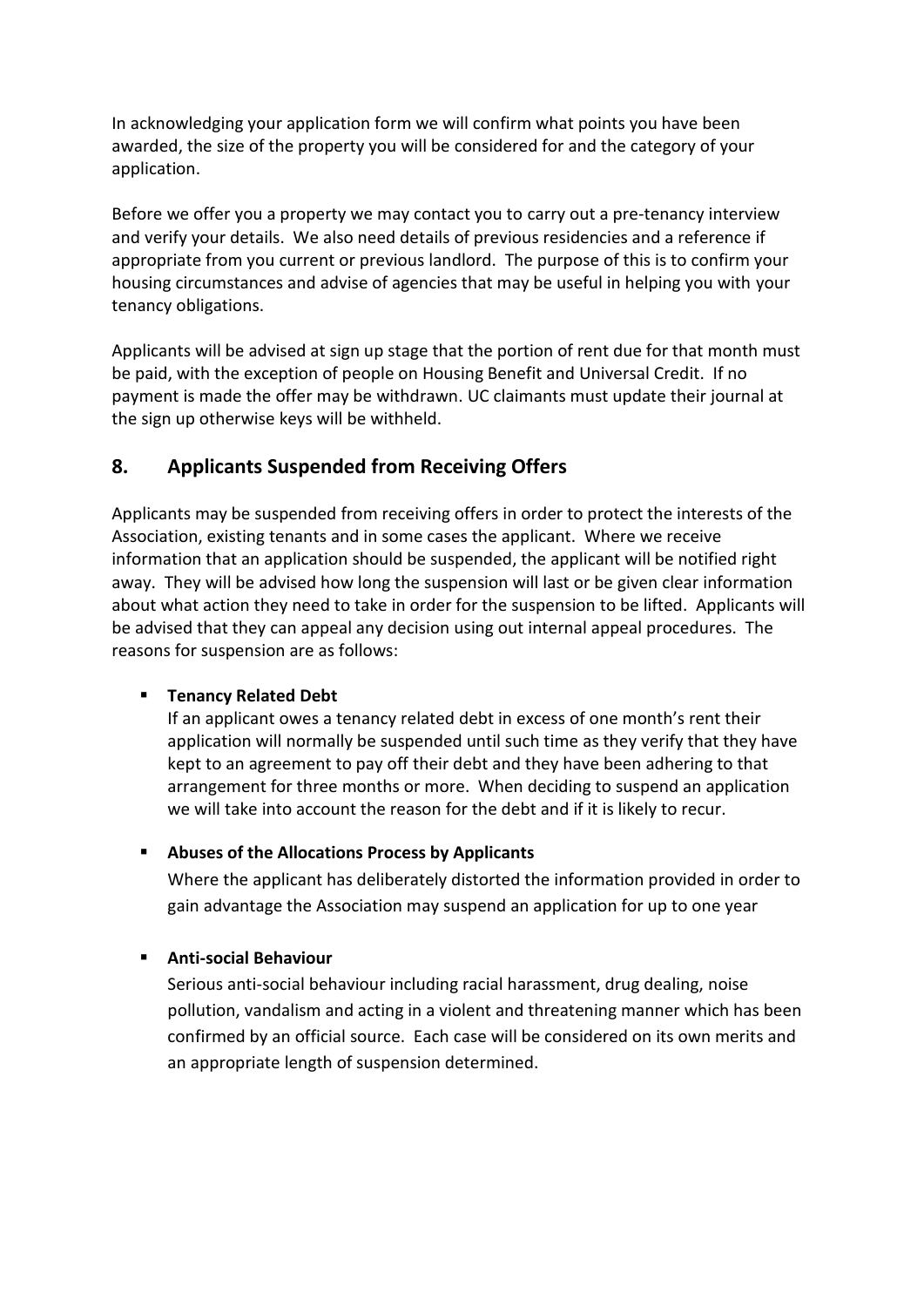In acknowledging your application form we will confirm what points you have been awarded, the size of the property you will be considered for and the category of your application.

Before we offer you a property we may contact you to carry out a pre-tenancy interview and verify your details. We also need details of previous residencies and a reference if appropriate from you current or previous landlord. The purpose of this is to confirm your housing circumstances and advise of agencies that may be useful in helping you with your tenancy obligations.

Applicants will be advised at sign up stage that the portion of rent due for that month must be paid, with the exception of people on Housing Benefit and Universal Credit. If no payment is made the offer may be withdrawn. UC claimants must update their journal at the sign up otherwise keys will be withheld.

## 8. Applicants Suspended from Receiving Offers

Applicants may be suspended from receiving offers in order to protect the interests of the Association, existing tenants and in some cases the applicant. Where we receive information that an application should be suspended, the applicant will be notified right away. They will be advised how long the suspension will last or be given clear information about what action they need to take in order for the suspension to be lifted. Applicants will be advised that they can appeal any decision using out internal appeal procedures. The reasons for suspension are as follows:

- **Tenancy Related Debt**
  If an applicant owes a tenancy related debt in excess of one month's rent their application will normally be suspended until such time as they verify that they have kept to an agreement to pay off their debt and they have been adhering to that arrangement for three months or more. When deciding to suspend an application we will take into account the reason for the debt and if it is likely to recur.

- **Abuses of the Allocations Process by Applicants**
  Where the applicant has deliberately distorted the information provided in order to gain advantage the Association may suspend an application for up to one year

- **Anti-social Behaviour**
  Serious anti-social behaviour including racial harassment, drug dealing, noise pollution, vandalism and acting in a violent and threatening manner which has been confirmed by an official source. Each case will be considered on its own merits and an appropriate length of suspension determined.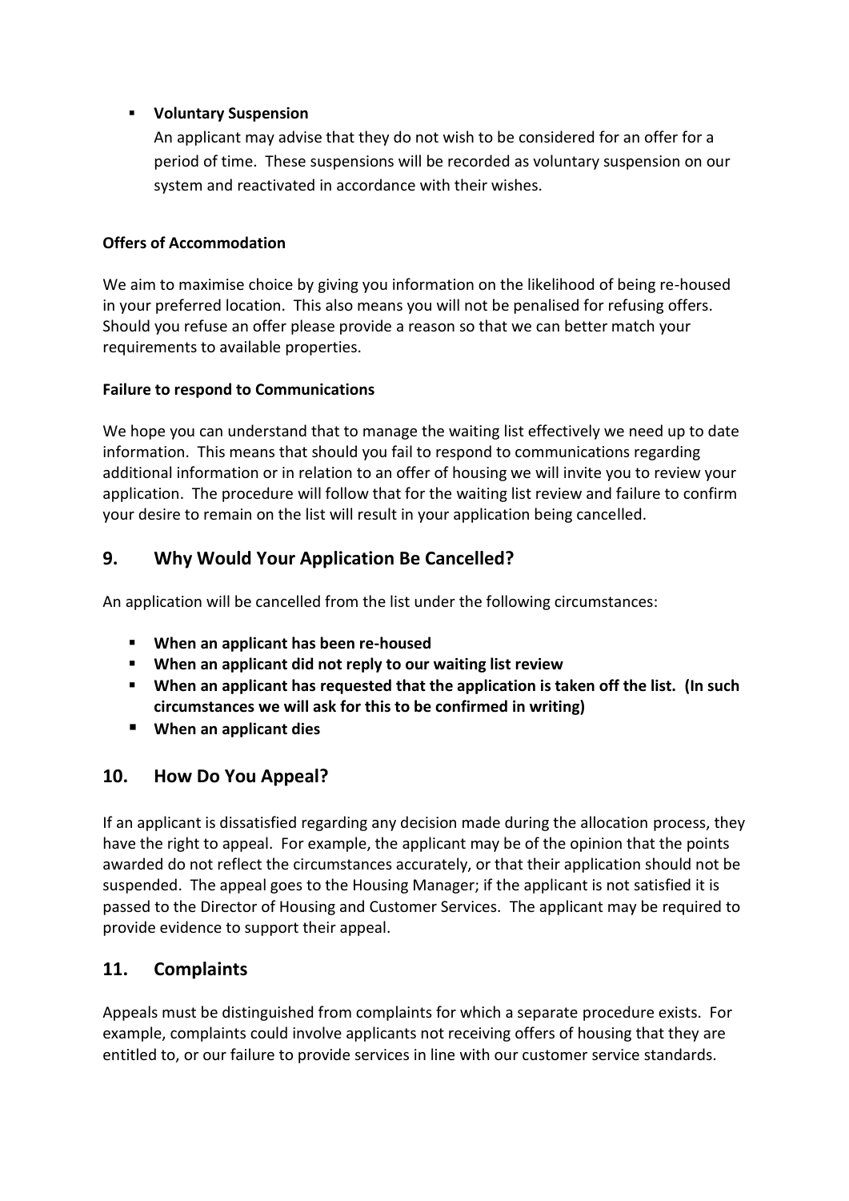- **Voluntary Suspension**

  An applicant may advise that they do not wish to be considered for an offer for a period of time. These suspensions will be recorded as voluntary suspension on our system and reactivated in accordance with their wishes.

**Offers of Accommodation**

We aim to maximise choice by giving you information on the likelihood of being re-housed in your preferred location. This also means you will not be penalised for refusing offers. Should you refuse an offer please provide a reason so that we can better match your requirements to available properties.

**Failure to respond to Communications**

We hope you can understand that to manage the waiting list effectively we need up to date information. This means that should you fail to respond to communications regarding additional information or in relation to an offer of housing we will invite you to review your application. The procedure will follow that for the waiting list review and failure to confirm your desire to remain on the list will result in your application being cancelled.

## 9. Why Would Your Application Be Cancelled?

An application will be cancelled from the list under the following circumstances:

- **When an applicant has been re-housed**
- **When an applicant did not reply to our waiting list review**
- **When an applicant has requested that the application is taken off the list. (In such circumstances we will ask for this to be confirmed in writing)**
- **When an applicant dies**

## 10. How Do You Appeal?

If an applicant is dissatisfied regarding any decision made during the allocation process, they have the right to appeal. For example, the applicant may be of the opinion that the points awarded do not reflect the circumstances accurately, or that their application should not be suspended. The appeal goes to the Housing Manager; if the applicant is not satisfied it is passed to the Director of Housing and Customer Services. The applicant may be required to provide evidence to support their appeal.

## 11. Complaints

Appeals must be distinguished from complaints for which a separate procedure exists. For example, complaints could involve applicants not receiving offers of housing that they are entitled to, or our failure to provide services in line with our customer service standards.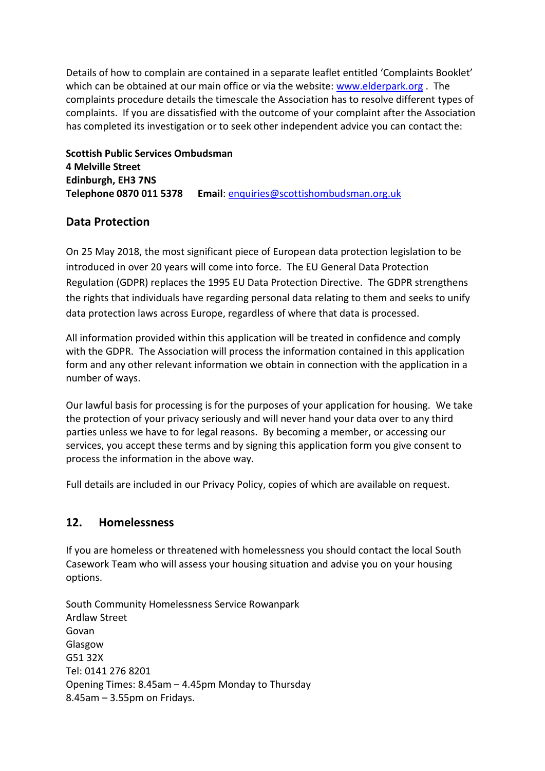Details of how to complain are contained in a separate leaflet entitled 'Complaints Booklet' which can be obtained at our main office or via the website: [www.elderpark.org](http://www.elderpark.org) . The complaints procedure details the timescale the Association has to resolve different types of complaints. If you are dissatisfied with the outcome of your complaint after the Association has completed its investigation or to seek other independent advice you can contact the:

**Scottish Public Services Ombudsman**
**4 Melville Street**
**Edinburgh, EH3 7NS**
**Telephone 0870 011 5378** **Email**: [enquiries@scottishombudsman.org.uk](mailto:enquiries@scottishombudsman.org.uk)

## Data Protection

On 25 May 2018, the most significant piece of European data protection legislation to be introduced in over 20 years will come into force. The EU General Data Protection Regulation (GDPR) replaces the 1995 EU Data Protection Directive. The GDPR strengthens the rights that individuals have regarding personal data relating to them and seeks to unify data protection laws across Europe, regardless of where that data is processed.

All information provided within this application will be treated in confidence and comply with the GDPR. The Association will process the information contained in this application form and any other relevant information we obtain in connection with the application in a number of ways.

Our lawful basis for processing is for the purposes of your application for housing. We take the protection of your privacy seriously and will never hand your data over to any third parties unless we have to for legal reasons. By becoming a member, or accessing our services, you accept these terms and by signing this application form you give consent to process the information in the above way.

Full details are included in our Privacy Policy, copies of which are available on request.

## 12. Homelessness

If you are homeless or threatened with homelessness you should contact the local South Casework Team who will assess your housing situation and advise you on your housing options.

South Community Homelessness Service Rowanpark
Ardlaw Street
Govan
Glasgow
G51 32X
Tel: 0141 276 8201
Opening Times: 8.45am – 4.45pm Monday to Thursday
8.45am – 3.55pm on Fridays.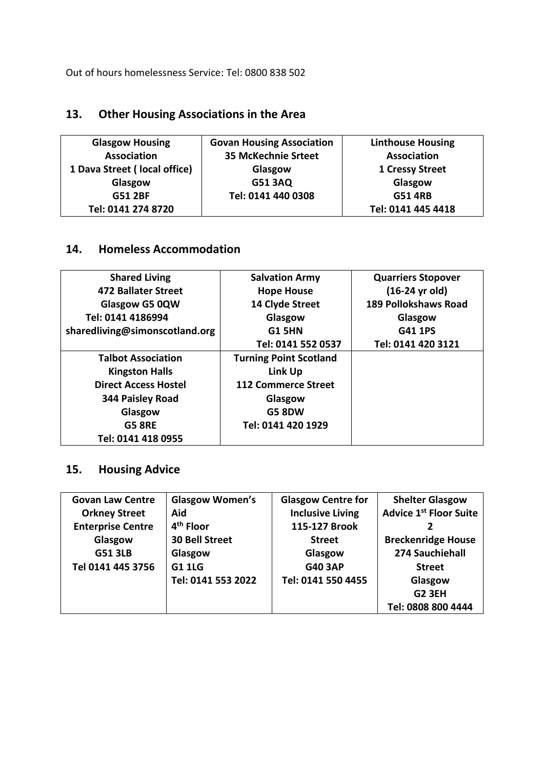Out of hours homelessness Service: Tel: 0800 838 502

## 13. Other Housing Associations in the Area

| Glasgow Housing Association 1 Dava Street ( local office) Glasgow G51 2BF Tel: 0141 274 8720 | Govan Housing Association 35 McKechnie Srteet Glasgow G51 3AQ Tel: 0141 440 0308 | Linthouse Housing Association 1 Cressy Street Glasgow G51 4RB Tel: 0141 445 4418 |
|---|---|---|

## 14. Homeless Accommodation

| Shared Living 472 Ballater Street Glasgow G5 0QW Tel: 0141 4186994 sharedliving@simonscotland.org | Salvation Army Hope House 14 Clyde Street Glasgow G1 5HN Tel: 0141 552 0537 | Quarriers Stopover (16-24 yr old) 189 Pollokshaws Road Glasgow G41 1PS Tel: 0141 420 3121 |
|---|---|---|
| Talbot Association Kingston Halls Direct Access Hostel 344 Paisley Road Glasgow G5 8RE Tel: 0141 418 0955 | Turning Point Scotland Link Up 112 Commerce Street Glasgow G5 8DW Tel: 0141 420 1929 | |

## 15. Housing Advice

| Govan Law Centre Orkney Street Enterprise Centre Glasgow G51 3LB Tel 0141 445 3756 | Glasgow Women's Aid 4th Floor 30 Bell Street Glasgow G1 1LG Tel: 0141 553 2022 | Glasgow Centre for Inclusive Living 115-127 Brook Street Glasgow G40 3AP Tel: 0141 550 4455 | Shelter Glasgow Advice 1st Floor Suite 2 Breckenridge House 274 Sauchiehall Street Glasgow G2 3EH Tel: 0808 800 4444 |
|---|---|---|---|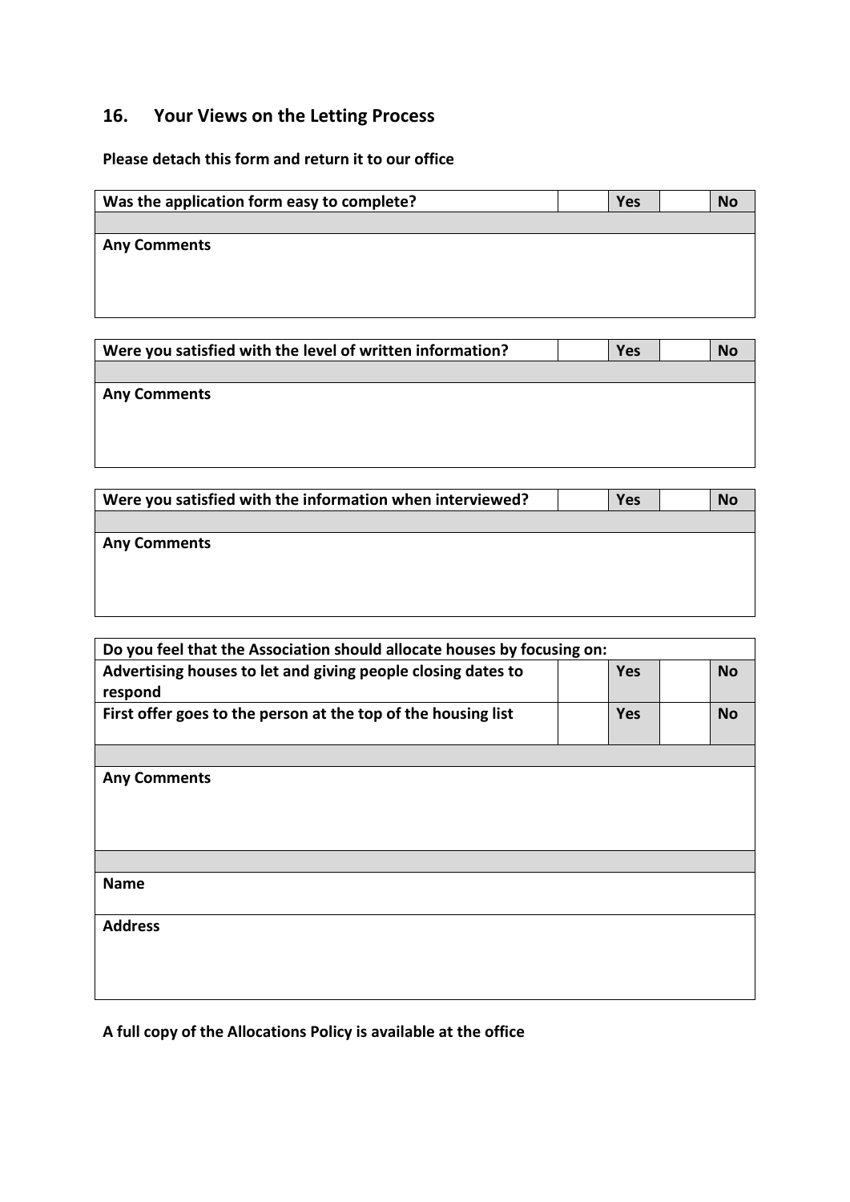## 16. Your Views on the Letting Process

**Please detach this form and return it to our office**

| **Was the application form easy to complete?** | | **Yes** | | **No** |
|---|---|---|---|---|
| | | | | |
| **Any Comments** | | | | |

| **Were you satisfied with the level of written information?** | | **Yes** | | **No** |
|---|---|---|---|---|
| | | | | |
| **Any Comments** | | | | |

| **Were you satisfied with the information when interviewed?** | | **Yes** | | **No** |
|---|---|---|---|---|
| | | | | |
| **Any Comments** | | | | |

| **Do you feel that the Association should allocate houses by focusing on:** | | | | |
|---|---|---|---|---|
| **Advertising houses to let and giving people closing dates to respond** | | **Yes** | | **No** |
| **First offer goes to the person at the top of the housing list** | | **Yes** | | **No** |
| | | | | |
| **Any Comments** | | | | |
| | | | | |
| **Name** | | | | |
| **Address** | | | | |

**A full copy of the Allocations Policy is available at the office**